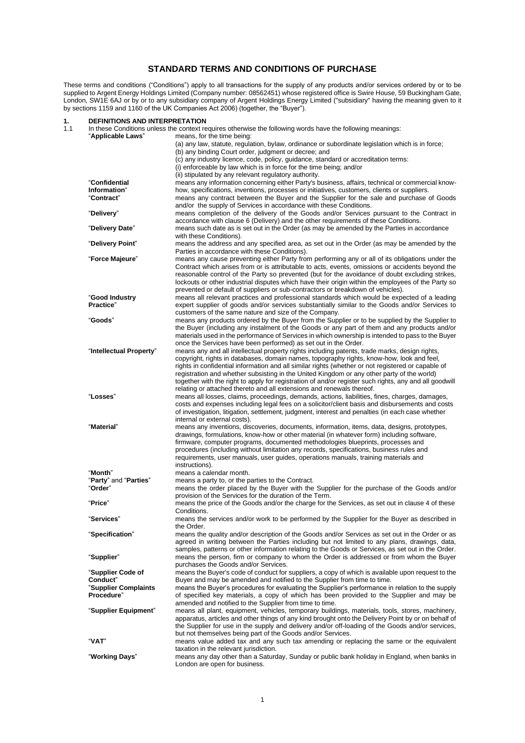# STANDARD TERMS AND CONDITIONS OF PURCHASE

These terms and conditions ("Conditions") apply to all transactions for the supply of any products and/or services ordered by or to be supplied to Argent Energy Holdings Limited (Company number: 08562451) whose registered office is Swire House, 59 Buckingham Gate, London, SW1E 6AJ or by or to any subsidiary company of Argent Holdings Energy Limited ("subsidiary" having the meaning given to it by sections 1159 and 1160 of the UK Companies Act 2006) (together, the "Buyer").

## 1. DEFINITIONS AND INTERPRETATION

1.1 In these Conditions unless the context requires otherwise the following words have the following meanings:

| Term | Meaning |
|---|---|
| "**Applicable Laws**" | means, for the time being:<br>(a) any law, statute, regulation, bylaw, ordinance or subordinate legislation which is in force;<br>(b) any binding Court order, judgment or decree; and<br>(c) any industry licence, code, policy, guidance, standard or accreditation terms:<br>(i) enforceable by law which is in force for the time being; and/or<br>(ii) stipulated by any relevant regulatory authority. |
| "**Confidential Information**" | means any information concerning either Party's business, affairs, technical or commercial know-how, specifications, inventions, processes or initiatives, customers, clients or suppliers. |
| "**Contract**" | means any contract between the Buyer and the Supplier for the sale and purchase of Goods and/or the supply of Services in accordance with these Conditions. |
| "**Delivery**" | means completion of the delivery of the Goods and/or Services pursuant to the Contract in accordance with clause 6 (Delivery) and the other requirements of these Conditions. |
| "**Delivery Date**" | means such date as is set out in the Order (as may be amended by the Parties in accordance with these Conditions). |
| "**Delivery Point**" | means the address and any specified area, as set out in the Order (as may be amended by the Parties in accordance with these Conditions). |
| "**Force Majeure**" | means any cause preventing either Party from performing any or all of its obligations under the Contract which arises from or is attributable to acts, events, omissions or accidents beyond the reasonable control of the Party so prevented (but for the avoidance of doubt excluding strikes, lockouts or other industrial disputes which have their origin within the employees of the Party so prevented or default of suppliers or sub-contractors or breakdown of vehicles). |
| "**Good Industry Practice**" | means all relevant practices and professional standards which would be expected of a leading expert supplier of goods and/or services substantially similar to the Goods and/or Services to customers of the same nature and size of the Company. |
| "**Goods**" | means any products ordered by the Buyer from the Supplier or to be supplied by the Supplier to the Buyer (including any instalment of the Goods or any part of them and any products and/or materials used in the performance of Services in which ownership is intended to pass to the Buyer once the Services have been performed) as set out in the Order. |
| "**Intellectual Property**" | means any and all intellectual property rights including patents, trade marks, design rights, copyright, rights in databases, domain names, topography rights, know-how, look and feel, rights in confidential information and all similar rights (whether or not registered or capable of registration and whether subsisting in the United Kingdom or any other party of the world) together with the right to apply for registration of and/or register such rights, any and all goodwill relating or attached thereto and all extensions and renewals thereof. |
| "**Losses**" | means all losses, claims, proceedings, demands, actions, liabilities, fines, charges, damages, costs and expenses including legal fees on a solicitor/client basis and disbursements and costs of investigation, litigation, settlement, judgment, interest and penalties (in each case whether internal or external costs). |
| "**Material**" | means any inventions, discoveries, documents, information, items, data, designs, prototypes, drawings, formulations, know-how or other material (in whatever form) including software, firmware, computer programs, documented methodologies blueprints, processes and procedures (including without limitation any records, specifications, business rules and requirements, user manuals, user guides, operations manuals, training materials and instructions). |
| "**Month**" | means a calendar month. |
| "**Party**" and "**Parties**" | means a party to, or the parties to the Contract. |
| "**Order**" | means the order placed by the Buyer with the Supplier for the purchase of the Goods and/or provision of the Services for the duration of the Term. |
| "**Price**" | means the price of the Goods and/or the charge for the Services, as set out in clause 4 of these Conditions. |
| "**Services**" | means the services and/or work to be performed by the Supplier for the Buyer as described in the Order. |
| "**Specification**" | means the quality and/or description of the Goods and/or Services as set out in the Order or as agreed in writing between the Parties including but not limited to any plans, drawings, data, samples, patterns or other information relating to the Goods or Services, as set out in the Order. |
| "**Supplier**" | means the person, firm or company to whom the Order is addressed or from whom the Buyer purchases the Goods and/or Services. |
| "**Supplier Code of Conduct**" | means the Buyer's code of conduct for suppliers, a copy of which is available upon request to the Buyer and may be amended and notified to the Supplier from time to time. |
| "**Supplier Complaints Procedure**" | means the Buyer's procedures for evaluating the Supplier's performance in relation to the supply of specified key materials, a copy of which has been provided to the Supplier and may be amended and notified to the Supplier from time to time. |
| "**Supplier Equipment**" | means all plant, equipment, vehicles, temporary buildings, materials, tools, stores, machinery, apparatus, articles and other things of any kind brought onto the Delivery Point by or on behalf of the Supplier for use in the supply and delivery and/or off-loading of the Goods and/or services, but not themselves being part of the Goods and/or Services. |
| "**VAT**" | means value added tax and any such tax amending or replacing the same or the equivalent taxation in the relevant jurisdiction. |
| "**Working Days**" | means any day other than a Saturday, Sunday or public bank holiday in England, when banks in London are open for business. |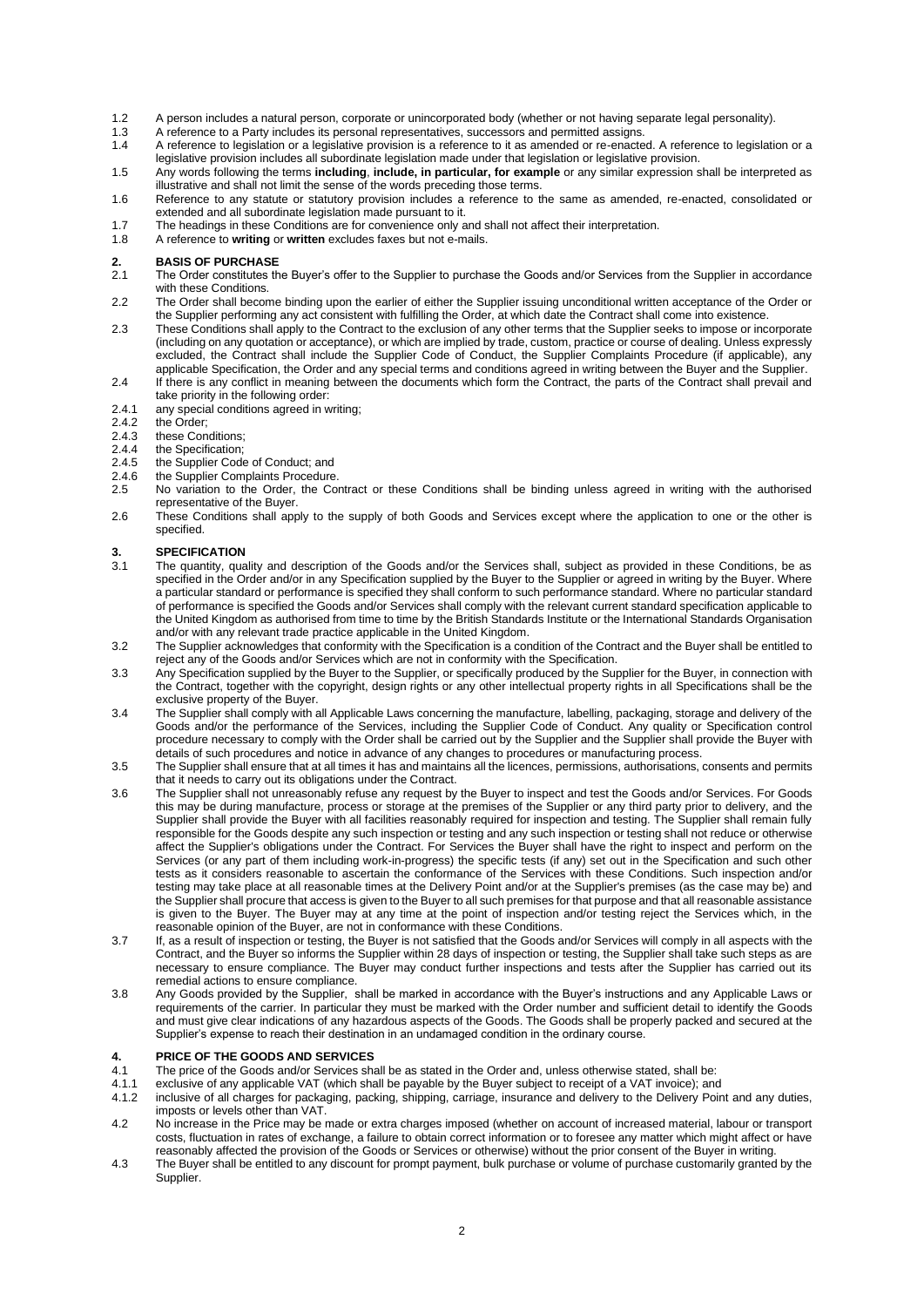1.2 A person includes a natural person, corporate or unincorporated body (whether or not having separate legal personality).

1.3 A reference to a Party includes its personal representatives, successors and permitted assigns.

1.4 A reference to legislation or a legislative provision is a reference to it as amended or re-enacted. A reference to legislation or a legislative provision includes all subordinate legislation made under that legislation or legislative provision.

1.5 Any words following the terms **including**, **include, in particular, for example** or any similar expression shall be interpreted as illustrative and shall not limit the sense of the words preceding those terms.

1.6 Reference to any statute or statutory provision includes a reference to the same as amended, re-enacted, consolidated or extended and all subordinate legislation made pursuant to it.

1.7 The headings in these Conditions are for convenience only and shall not affect their interpretation.

1.8 A reference to **writing** or **written** excludes faxes but not e-mails.

## 2. BASIS OF PURCHASE

2.1 The Order constitutes the Buyer's offer to the Supplier to purchase the Goods and/or Services from the Supplier in accordance with these Conditions.

2.2 The Order shall become binding upon the earlier of either the Supplier issuing unconditional written acceptance of the Order or the Supplier performing any act consistent with fulfilling the Order, at which date the Contract shall come into existence.

2.3 These Conditions shall apply to the Contract to the exclusion of any other terms that the Supplier seeks to impose or incorporate (including on any quotation or acceptance), or which are implied by trade, custom, practice or course of dealing. Unless expressly excluded, the Contract shall include the Supplier Code of Conduct, the Supplier Complaints Procedure (if applicable), any applicable Specification, the Order and any special terms and conditions agreed in writing between the Buyer and the Supplier.

2.4 If there is any conflict in meaning between the documents which form the Contract, the parts of the Contract shall prevail and take priority in the following order:

2.4.1 any special conditions agreed in writing;

2.4.2 the Order;

2.4.3 these Conditions;

2.4.4 the Specification;

2.4.5 the Supplier Code of Conduct; and

2.4.6 the Supplier Complaints Procedure.

2.5 No variation to the Order, the Contract or these Conditions shall be binding unless agreed in writing with the authorised representative of the Buyer.

2.6 These Conditions shall apply to the supply of both Goods and Services except where the application to one or the other is specified.

## 3. SPECIFICATION

3.1 The quantity, quality and description of the Goods and/or the Services shall, subject as provided in these Conditions, be as specified in the Order and/or in any Specification supplied by the Buyer to the Supplier or agreed in writing by the Buyer. Where a particular standard or performance is specified they shall conform to such performance standard. Where no particular standard of performance is specified the Goods and/or Services shall comply with the relevant current standard specification applicable to the United Kingdom as authorised from time to time by the British Standards Institute or the International Standards Organisation and/or with any relevant trade practice applicable in the United Kingdom.

3.2 The Supplier acknowledges that conformity with the Specification is a condition of the Contract and the Buyer shall be entitled to reject any of the Goods and/or Services which are not in conformity with the Specification.

3.3 Any Specification supplied by the Buyer to the Supplier, or specifically produced by the Supplier for the Buyer, in connection with the Contract, together with the copyright, design rights or any other intellectual property rights in all Specifications shall be the exclusive property of the Buyer.

3.4 The Supplier shall comply with all Applicable Laws concerning the manufacture, labelling, packaging, storage and delivery of the Goods and/or the performance of the Services, including the Supplier Code of Conduct. Any quality or Specification control procedure necessary to comply with the Order shall be carried out by the Supplier and the Supplier shall provide the Buyer with details of such procedures and notice in advance of any changes to procedures or manufacturing process.

3.5 The Supplier shall ensure that at all times it has and maintains all the licences, permissions, authorisations, consents and permits that it needs to carry out its obligations under the Contract.

3.6 The Supplier shall not unreasonably refuse any request by the Buyer to inspect and test the Goods and/or Services. For Goods this may be during manufacture, process or storage at the premises of the Supplier or any third party prior to delivery, and the Supplier shall provide the Buyer with all facilities reasonably required for inspection and testing. The Supplier shall remain fully responsible for the Goods despite any such inspection or testing and any such inspection or testing shall not reduce or otherwise affect the Supplier's obligations under the Contract. For Services the Buyer shall have the right to inspect and perform on the Services (or any part of them including work-in-progress) the specific tests (if any) set out in the Specification and such other tests as it considers reasonable to ascertain the conformance of the Services with these Conditions. Such inspection and/or testing may take place at all reasonable times at the Delivery Point and/or at the Supplier's premises (as the case may be) and the Supplier shall procure that access is given to the Buyer to all such premises for that purpose and that all reasonable assistance is given to the Buyer. The Buyer may at any time at the point of inspection and/or testing reject the Services which, in the reasonable opinion of the Buyer, are not in conformance with these Conditions.

3.7 If, as a result of inspection or testing, the Buyer is not satisfied that the Goods and/or Services will comply in all aspects with the Contract, and the Buyer so informs the Supplier within 28 days of inspection or testing, the Supplier shall take such steps as are necessary to ensure compliance. The Buyer may conduct further inspections and tests after the Supplier has carried out its remedial actions to ensure compliance.

3.8 Any Goods provided by the Supplier, shall be marked in accordance with the Buyer's instructions and any Applicable Laws or requirements of the carrier. In particular they must be marked with the Order number and sufficient detail to identify the Goods and must give clear indications of any hazardous aspects of the Goods. The Goods shall be properly packed and secured at the Supplier's expense to reach their destination in an undamaged condition in the ordinary course.

## 4. PRICE OF THE GOODS AND SERVICES

4.1 The price of the Goods and/or Services shall be as stated in the Order and, unless otherwise stated, shall be:

4.1.1 exclusive of any applicable VAT (which shall be payable by the Buyer subject to receipt of a VAT invoice); and

4.1.2 inclusive of all charges for packaging, packing, shipping, carriage, insurance and delivery to the Delivery Point and any duties, imposts or levels other than VAT.

4.2 No increase in the Price may be made or extra charges imposed (whether on account of increased material, labour or transport costs, fluctuation in rates of exchange, a failure to obtain correct information or to foresee any matter which might affect or have reasonably affected the provision of the Goods or Services or otherwise) without the prior consent of the Buyer in writing.

4.3 The Buyer shall be entitled to any discount for prompt payment, bulk purchase or volume of purchase customarily granted by the Supplier.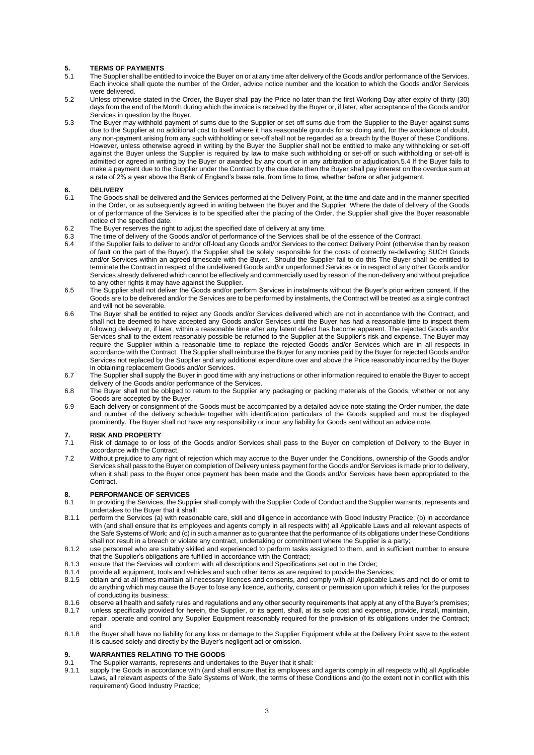## 5. TERMS OF PAYMENTS

5.1 The Supplier shall be entitled to invoice the Buyer on or at any time after delivery of the Goods and/or performance of the Services. Each invoice shall quote the number of the Order, advice notice number and the location to which the Goods and/or Services were delivered.

5.2 Unless otherwise stated in the Order, the Buyer shall pay the Price no later than the first Working Day after expiry of thirty (30) days from the end of the Month during which the invoice is received by the Buyer or, if later, after acceptance of the Goods and/or Services in question by the Buyer.

5.3 The Buyer may withhold payment of sums due to the Supplier or set-off sums due from the Supplier to the Buyer against sums due to the Supplier at no additional cost to itself where it has reasonable grounds for so doing and, for the avoidance of doubt, any non-payment arising from any such withholding or set-off shall not be regarded as a breach by the Buyer of these Conditions. However, unless otherwise agreed in writing by the Buyer the Supplier shall not be entitled to make any withholding or set-off against the Buyer unless the Supplier is required by law to make such withholding or set-off or such withholding or set-off is admitted or agreed in writing by the Buyer or awarded by any court or in any arbitration or adjudication.5.4 If the Buyer fails to make a payment due to the Supplier under the Contract by the due date then the Buyer shall pay interest on the overdue sum at a rate of 2% a year above the Bank of England's base rate, from time to time, whether before or after judgement.

## 6. DELIVERY

6.1 The Goods shall be delivered and the Services performed at the Delivery Point, at the time and date and in the manner specified in the Order, or as subsequently agreed in writing between the Buyer and the Supplier. Where the date of delivery of the Goods or of performance of the Services is to be specified after the placing of the Order, the Supplier shall give the Buyer reasonable notice of the specified date.

6.2 The Buyer reserves the right to adjust the specified date of delivery at any time.

6.3 The time of delivery of the Goods and/or of performance of the Services shall be of the essence of the Contract.

6.4 If the Supplier fails to deliver to and/or off-load any Goods and/or Services to the correct Delivery Point (otherwise than by reason of fault on the part of the Buyer), the Supplier shall be solely responsible for the costs of correctly re-delivering SUCH Goods and/or Services within an agreed timescale with the Buyer. Should the Supplier fail to do this The Buyer shall be entitled to terminate the Contract in respect of the undelivered Goods and/or unperformed Services or in respect of any other Goods and/or Services already delivered which cannot be effectively and commercially used by reason of the non-delivery and without prejudice to any other rights it may have against the Supplier.

6.5 The Supplier shall not deliver the Goods and/or perform Services in instalments without the Buyer's prior written consent. If the Goods are to be delivered and/or the Services are to be performed by instalments, the Contract will be treated as a single contract and will not be severable.

6.6 The Buyer shall be entitled to reject any Goods and/or Services delivered which are not in accordance with the Contract, and shall not be deemed to have accepted any Goods and/or Services until the Buyer has had a reasonable time to inspect them following delivery or, if later, within a reasonable time after any latent defect has become apparent. The rejected Goods and/or Services shall to the extent reasonably possible be returned to the Supplier at the Supplier's risk and expense. The Buyer may require the Supplier within a reasonable time to replace the rejected Goods and/or Services which are in all respects in accordance with the Contract. The Supplier shall reimburse the Buyer for any monies paid by the Buyer for rejected Goods and/or Services not replaced by the Supplier and any additional expenditure over and above the Price reasonably incurred by the Buyer in obtaining replacement Goods and/or Services.

6.7 The Supplier shall supply the Buyer in good time with any instructions or other information required to enable the Buyer to accept delivery of the Goods and/or performance of the Services.

6.8 The Buyer shall not be obliged to return to the Supplier any packaging or packing materials of the Goods, whether or not any Goods are accepted by the Buyer.

6.9 Each delivery or consignment of the Goods must be accompanied by a detailed advice note stating the Order number, the date and number of the delivery schedule together with identification particulars of the Goods supplied and must be displayed prominently. The Buyer shall not have any responsibility or incur any liability for Goods sent without an advice note.

## 7. RISK AND PROPERTY

7.1 Risk of damage to or loss of the Goods and/or Services shall pass to the Buyer on completion of Delivery to the Buyer in accordance with the Contract.

7.2 Without prejudice to any right of rejection which may accrue to the Buyer under the Conditions, ownership of the Goods and/or Services shall pass to the Buyer on completion of Delivery unless payment for the Goods and/or Services is made prior to delivery, when it shall pass to the Buyer once payment has been made and the Goods and/or Services have been appropriated to the Contract.

## 8. PERFORMANCE OF SERVICES

8.1 In providing the Services, the Supplier shall comply with the Supplier Code of Conduct and the Supplier warrants, represents and undertakes to the Buyer that it shall:

8.1.1 perform the Services (a) with reasonable care, skill and diligence in accordance with Good Industry Practice; (b) in accordance with (and shall ensure that its employees and agents comply in all respects with) all Applicable Laws and all relevant aspects of the Safe Systems of Work; and (c) in such a manner as to guarantee that the performance of its obligations under these Conditions shall not result in a breach or violate any contract, undertaking or commitment where the Supplier is a party;

8.1.2 use personnel who are suitably skilled and experienced to perform tasks assigned to them, and in sufficient number to ensure that the Supplier's obligations are fulfilled in accordance with the Contract;

8.1.3 ensure that the Services will conform with all descriptions and Specifications set out in the Order;

8.1.4 provide all equipment, tools and vehicles and such other items as are required to provide the Services;

8.1.5 obtain and at all times maintain all necessary licences and consents, and comply with all Applicable Laws and not do or omit to do anything which may cause the Buyer to lose any licence, authority, consent or permission upon which it relies for the purposes of conducting its business;

8.1.6 observe all health and safety rules and regulations and any other security requirements that apply at any of the Buyer's premises;

8.1.7 unless specifically provided for herein, the Supplier, or its agent, shall, at its sole cost and expense, provide, install, maintain, repair, operate and control any Supplier Equipment reasonably required for the provision of its obligations under the Contract; and

8.1.8 the Buyer shall have no liability for any loss or damage to the Supplier Equipment while at the Delivery Point save to the extent it is caused solely and directly by the Buyer's negligent act or omission.

## 9. WARRANTIES RELATING TO THE GOODS

9.1 The Supplier warrants, represents and undertakes to the Buyer that it shall:

9.1.1 supply the Goods in accordance with (and shall ensure that its employees and agents comply in all respects with) all Applicable Laws, all relevant aspects of the Safe Systems of Work, the terms of these Conditions and (to the extent not in conflict with this requirement) Good Industry Practice;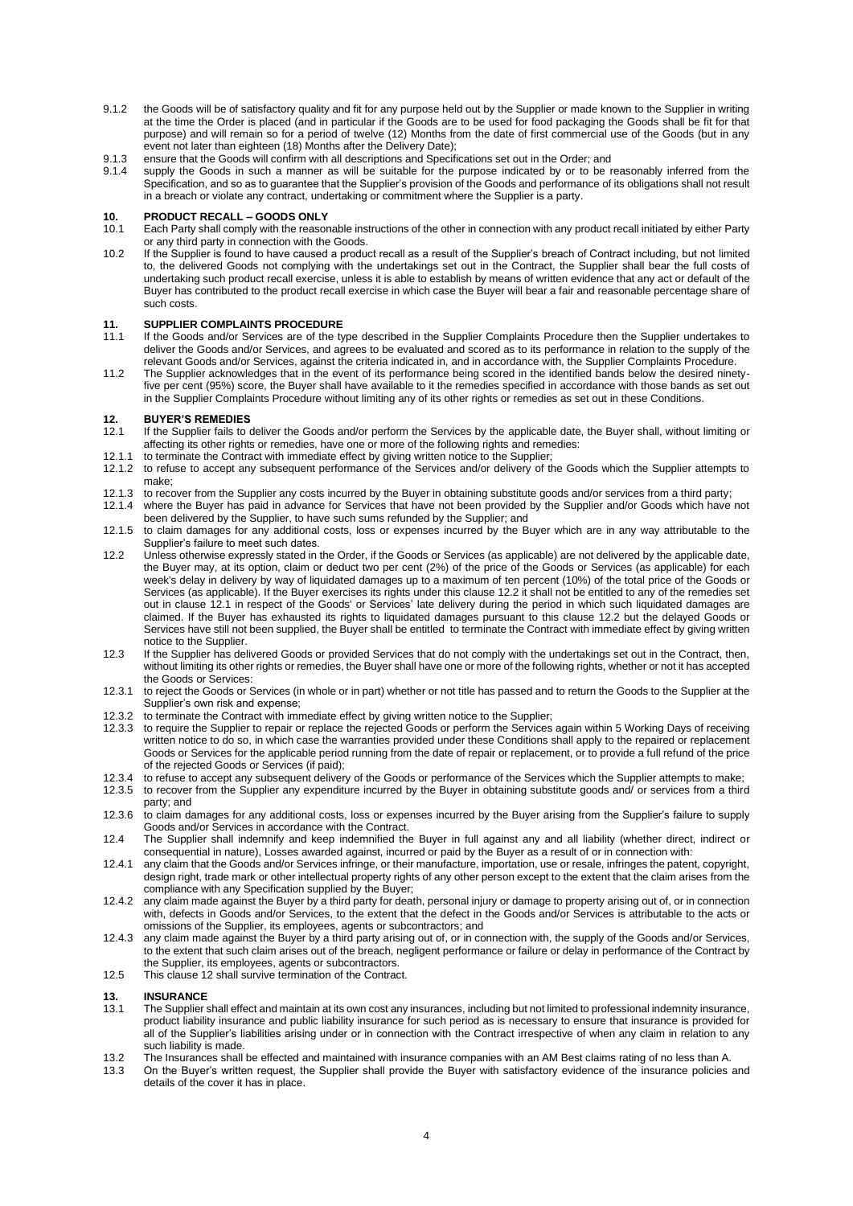9.1.2 the Goods will be of satisfactory quality and fit for any purpose held out by the Supplier or made known to the Supplier in writing at the time the Order is placed (and in particular if the Goods are to be used for food packaging the Goods shall be fit for that purpose) and will remain so for a period of twelve (12) Months from the date of first commercial use of the Goods (but in any event not later than eighteen (18) Months after the Delivery Date);

9.1.3 ensure that the Goods will confirm with all descriptions and Specifications set out in the Order; and

9.1.4 supply the Goods in such a manner as will be suitable for the purpose indicated by or to be reasonably inferred from the Specification, and so as to guarantee that the Supplier's provision of the Goods and performance of its obligations shall not result in a breach or violate any contract, undertaking or commitment where the Supplier is a party.

## 10. PRODUCT RECALL – GOODS ONLY

10.1 Each Party shall comply with the reasonable instructions of the other in connection with any product recall initiated by either Party or any third party in connection with the Goods.

10.2 If the Supplier is found to have caused a product recall as a result of the Supplier's breach of Contract including, but not limited to, the delivered Goods not complying with the undertakings set out in the Contract, the Supplier shall bear the full costs of undertaking such product recall exercise, unless it is able to establish by means of written evidence that any act or default of the Buyer has contributed to the product recall exercise in which case the Buyer will bear a fair and reasonable percentage share of such costs.

## 11. SUPPLIER COMPLAINTS PROCEDURE

11.1 If the Goods and/or Services are of the type described in the Supplier Complaints Procedure then the Supplier undertakes to deliver the Goods and/or Services, and agrees to be evaluated and scored as to its performance in relation to the supply of the relevant Goods and/or Services, against the criteria indicated in, and in accordance with, the Supplier Complaints Procedure.

11.2 The Supplier acknowledges that in the event of its performance being scored in the identified bands below the desired ninety-five per cent (95%) score, the Buyer shall have available to it the remedies specified in accordance with those bands as set out in the Supplier Complaints Procedure without limiting any of its other rights or remedies as set out in these Conditions.

## 12. BUYER'S REMEDIES

12.1 If the Supplier fails to deliver the Goods and/or perform the Services by the applicable date, the Buyer shall, without limiting or affecting its other rights or remedies, have one or more of the following rights and remedies:

12.1.1 to terminate the Contract with immediate effect by giving written notice to the Supplier;

12.1.2 to refuse to accept any subsequent performance of the Services and/or delivery of the Goods which the Supplier attempts to make;

12.1.3 to recover from the Supplier any costs incurred by the Buyer in obtaining substitute goods and/or services from a third party;

12.1.4 where the Buyer has paid in advance for Services that have not been provided by the Supplier and/or Goods which have not been delivered by the Supplier, to have such sums refunded by the Supplier; and

12.1.5 to claim damages for any additional costs, loss or expenses incurred by the Buyer which are in any way attributable to the Supplier's failure to meet such dates.

12.2 Unless otherwise expressly stated in the Order, if the Goods or Services (as applicable) are not delivered by the applicable date, the Buyer may, at its option, claim or deduct two per cent (2%) of the price of the Goods or Services (as applicable) for each week's delay in delivery by way of liquidated damages up to a maximum of ten percent (10%) of the total price of the Goods or Services (as applicable). If the Buyer exercises its rights under this clause 12.2 it shall not be entitled to any of the remedies set out in clause 12.1 in respect of the Goods' or Services' late delivery during the period in which such liquidated damages are claimed. If the Buyer has exhausted its rights to liquidated damages pursuant to this clause 12.2 but the delayed Goods or Services have still not been supplied, the Buyer shall be entitled to terminate the Contract with immediate effect by giving written notice to the Supplier.

12.3 If the Supplier has delivered Goods or provided Services that do not comply with the undertakings set out in the Contract, then, without limiting its other rights or remedies, the Buyer shall have one or more of the following rights, whether or not it has accepted the Goods or Services:

12.3.1 to reject the Goods or Services (in whole or in part) whether or not title has passed and to return the Goods to the Supplier at the Supplier's own risk and expense;

12.3.2 to terminate the Contract with immediate effect by giving written notice to the Supplier;

12.3.3 to require the Supplier to repair or replace the rejected Goods or perform the Services again within 5 Working Days of receiving written notice to do so, in which case the warranties provided under these Conditions shall apply to the repaired or replacement Goods or Services for the applicable period running from the date of repair or replacement, or to provide a full refund of the price of the rejected Goods or Services (if paid);

12.3.4 to refuse to accept any subsequent delivery of the Goods or performance of the Services which the Supplier attempts to make;

12.3.5 to recover from the Supplier any expenditure incurred by the Buyer in obtaining substitute goods and/ or services from a third party; and

12.3.6 to claim damages for any additional costs, loss or expenses incurred by the Buyer arising from the Supplier's failure to supply Goods and/or Services in accordance with the Contract.

12.4 The Supplier shall indemnify and keep indemnified the Buyer in full against any and all liability (whether direct, indirect or consequential in nature), Losses awarded against, incurred or paid by the Buyer as a result of or in connection with:

12.4.1 any claim that the Goods and/or Services infringe, or their manufacture, importation, use or resale, infringes the patent, copyright, design right, trade mark or other intellectual property rights of any other person except to the extent that the claim arises from the compliance with any Specification supplied by the Buyer;

12.4.2 any claim made against the Buyer by a third party for death, personal injury or damage to property arising out of, or in connection with, defects in Goods and/or Services, to the extent that the defect in the Goods and/or Services is attributable to the acts or omissions of the Supplier, its employees, agents or subcontractors; and

12.4.3 any claim made against the Buyer by a third party arising out of, or in connection with, the supply of the Goods and/or Services, to the extent that such claim arises out of the breach, negligent performance or failure or delay in performance of the Contract by the Supplier, its employees, agents or subcontractors.

12.5 This clause 12 shall survive termination of the Contract.

## 13. INSURANCE

13.1 The Supplier shall effect and maintain at its own cost any insurances, including but not limited to professional indemnity insurance, product liability insurance and public liability insurance for such period as is necessary to ensure that insurance is provided for all of the Supplier's liabilities arising under or in connection with the Contract irrespective of when any claim in relation to any such liability is made.

13.2 The Insurances shall be effected and maintained with insurance companies with an AM Best claims rating of no less than A.

13.3 On the Buyer's written request, the Supplier shall provide the Buyer with satisfactory evidence of the insurance policies and details of the cover it has in place.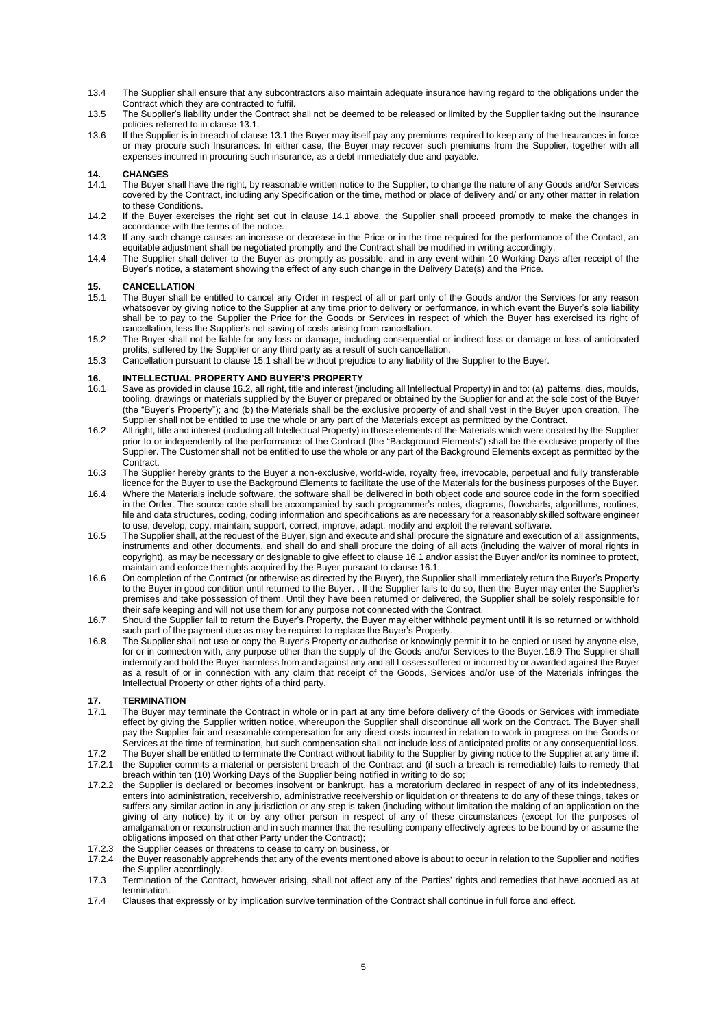13.4 The Supplier shall ensure that any subcontractors also maintain adequate insurance having regard to the obligations under the Contract which they are contracted to fulfil.

13.5 The Supplier's liability under the Contract shall not be deemed to be released or limited by the Supplier taking out the insurance policies referred to in clause 13.1.

13.6 If the Supplier is in breach of clause 13.1 the Buyer may itself pay any premiums required to keep any of the Insurances in force or may procure such Insurances. In either case, the Buyer may recover such premiums from the Supplier, together with all expenses incurred in procuring such insurance, as a debt immediately due and payable.

## 14. CHANGES

14.1 The Buyer shall have the right, by reasonable written notice to the Supplier, to change the nature of any Goods and/or Services covered by the Contract, including any Specification or the time, method or place of delivery and/ or any other matter in relation to these Conditions.

14.2 If the Buyer exercises the right set out in clause 14.1 above, the Supplier shall proceed promptly to make the changes in accordance with the terms of the notice.

14.3 If any such change causes an increase or decrease in the Price or in the time required for the performance of the Contact, an equitable adjustment shall be negotiated promptly and the Contract shall be modified in writing accordingly.

14.4 The Supplier shall deliver to the Buyer as promptly as possible, and in any event within 10 Working Days after receipt of the Buyer's notice, a statement showing the effect of any such change in the Delivery Date(s) and the Price.

## 15. CANCELLATION

15.1 The Buyer shall be entitled to cancel any Order in respect of all or part only of the Goods and/or the Services for any reason whatsoever by giving notice to the Supplier at any time prior to delivery or performance, in which event the Buyer's sole liability shall be to pay to the Supplier the Price for the Goods or Services in respect of which the Buyer has exercised its right of cancellation, less the Supplier's net saving of costs arising from cancellation.

15.2 The Buyer shall not be liable for any loss or damage, including consequential or indirect loss or damage or loss of anticipated profits, suffered by the Supplier or any third party as a result of such cancellation.

15.3 Cancellation pursuant to clause 15.1 shall be without prejudice to any liability of the Supplier to the Buyer.

## 16. INTELLECTUAL PROPERTY AND BUYER'S PROPERTY

16.1 Save as provided in clause 16.2, all right, title and interest (including all Intellectual Property) in and to: (a) patterns, dies, moulds, tooling, drawings or materials supplied by the Buyer or prepared or obtained by the Supplier for and at the sole cost of the Buyer (the "Buyer's Property"); and (b) the Materials shall be the exclusive property of and shall vest in the Buyer upon creation. The Supplier shall not be entitled to use the whole or any part of the Materials except as permitted by the Contract.

16.2 All right, title and interest (including all Intellectual Property) in those elements of the Materials which were created by the Supplier prior to or independently of the performance of the Contract (the "Background Elements") shall be the exclusive property of the Supplier. The Customer shall not be entitled to use the whole or any part of the Background Elements except as permitted by the Contract.

16.3 The Supplier hereby grants to the Buyer a non-exclusive, world-wide, royalty free, irrevocable, perpetual and fully transferable licence for the Buyer to use the Background Elements to facilitate the use of the Materials for the business purposes of the Buyer.

16.4 Where the Materials include software, the software shall be delivered in both object code and source code in the form specified in the Order. The source code shall be accompanied by such programmer's notes, diagrams, flowcharts, algorithms, routines, file and data structures, coding, coding information and specifications as are necessary for a reasonably skilled software engineer to use, develop, copy, maintain, support, correct, improve, adapt, modify and exploit the relevant software.

16.5 The Supplier shall, at the request of the Buyer, sign and execute and shall procure the signature and execution of all assignments, instruments and other documents, and shall do and shall procure the doing of all acts (including the waiver of moral rights in copyright), as may be necessary or designable to give effect to clause 16.1 and/or assist the Buyer and/or its nominee to protect, maintain and enforce the rights acquired by the Buyer pursuant to clause 16.1.

16.6 On completion of the Contract (or otherwise as directed by the Buyer), the Supplier shall immediately return the Buyer's Property to the Buyer in good condition until returned to the Buyer. . If the Supplier fails to do so, then the Buyer may enter the Supplier's premises and take possession of them. Until they have been returned or delivered, the Supplier shall be solely responsible for their safe keeping and will not use them for any purpose not connected with the Contract.

16.7 Should the Supplier fail to return the Buyer's Property, the Buyer may either withhold payment until it is so returned or withhold such part of the payment due as may be required to replace the Buyer's Property.

16.8 The Supplier shall not use or copy the Buyer's Property or authorise or knowingly permit it to be copied or used by anyone else, for or in connection with, any purpose other than the supply of the Goods and/or Services to the Buyer.16.9 The Supplier shall indemnify and hold the Buyer harmless from and against any and all Losses suffered or incurred by or awarded against the Buyer as a result of or in connection with any claim that receipt of the Goods, Services and/or use of the Materials infringes the Intellectual Property or other rights of a third party.

## 17. TERMINATION

17.1 The Buyer may terminate the Contract in whole or in part at any time before delivery of the Goods or Services with immediate effect by giving the Supplier written notice, whereupon the Supplier shall discontinue all work on the Contract. The Buyer shall pay the Supplier fair and reasonable compensation for any direct costs incurred in relation to work in progress on the Goods or Services at the time of termination, but such compensation shall not include loss of anticipated profits or any consequential loss.

17.2 The Buyer shall be entitled to terminate the Contract without liability to the Supplier by giving notice to the Supplier at any time if:

17.2.1 the Supplier commits a material or persistent breach of the Contract and (if such a breach is remediable) fails to remedy that breach within ten (10) Working Days of the Supplier being notified in writing to do so;

17.2.2 the Supplier is declared or becomes insolvent or bankrupt, has a moratorium declared in respect of any of its indebtedness, enters into administration, receivership, administrative receivership or liquidation or threatens to do any of these things, takes or suffers any similar action in any jurisdiction or any step is taken (including without limitation the making of an application on the giving of any notice) by it or by any other person in respect of any of these circumstances (except for the purposes of amalgamation or reconstruction and in such manner that the resulting company effectively agrees to be bound by or assume the obligations imposed on that other Party under the Contract);

17.2.3 the Supplier ceases or threatens to cease to carry on business, or

17.2.4 the Buyer reasonably apprehends that any of the events mentioned above is about to occur in relation to the Supplier and notifies the Supplier accordingly.

17.3 Termination of the Contract, however arising, shall not affect any of the Parties' rights and remedies that have accrued as at termination.

17.4 Clauses that expressly or by implication survive termination of the Contract shall continue in full force and effect.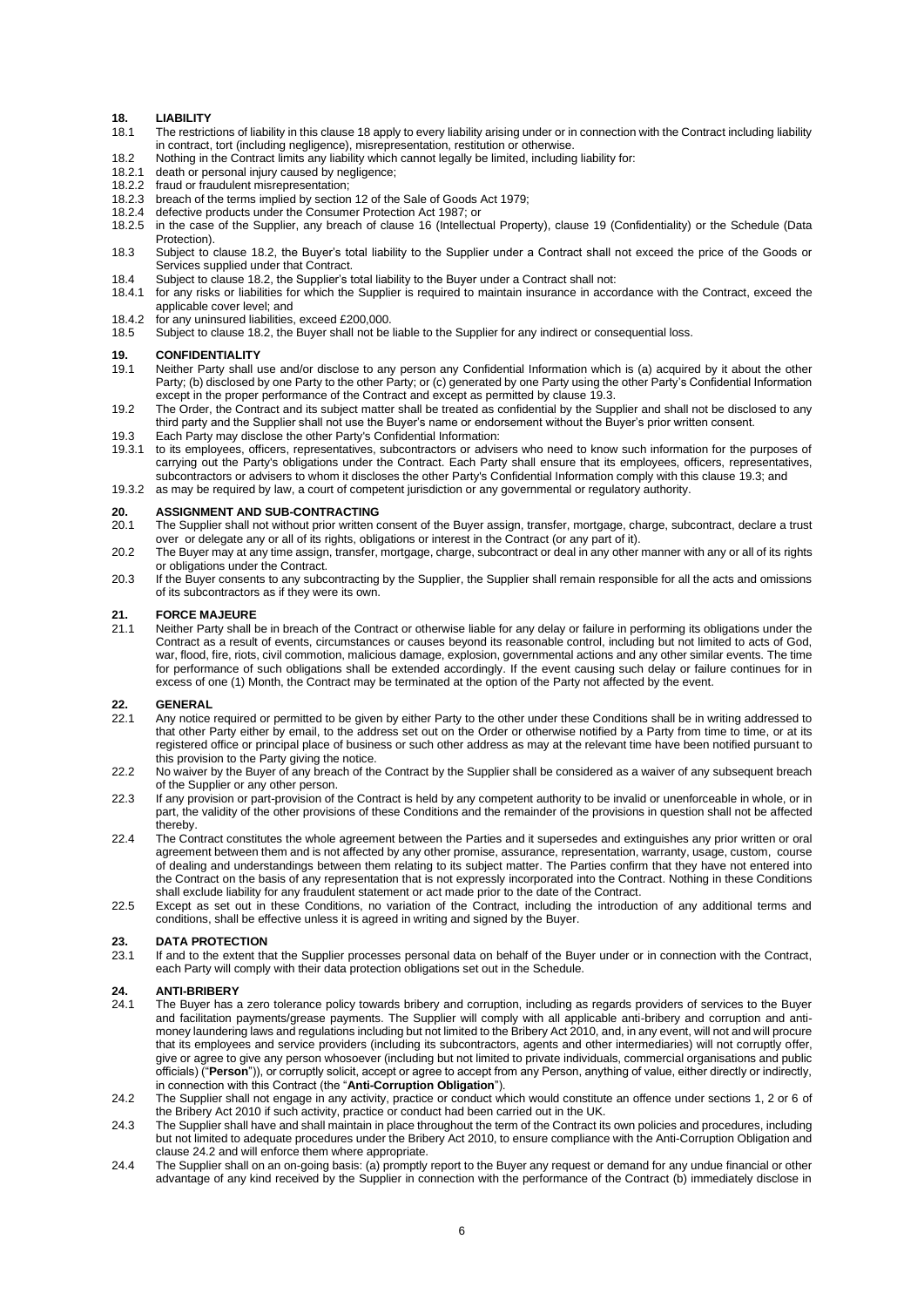## 18. LIABILITY

18.1 The restrictions of liability in this clause 18 apply to every liability arising under or in connection with the Contract including liability in contract, tort (including negligence), misrepresentation, restitution or otherwise.

18.2 Nothing in the Contract limits any liability which cannot legally be limited, including liability for:

18.2.1 death or personal injury caused by negligence;

18.2.2 fraud or fraudulent misrepresentation;

18.2.3 breach of the terms implied by section 12 of the Sale of Goods Act 1979;

18.2.4 defective products under the Consumer Protection Act 1987; or

18.2.5 in the case of the Supplier, any breach of clause 16 (Intellectual Property), clause 19 (Confidentiality) or the Schedule (Data Protection).

18.3 Subject to clause 18.2, the Buyer's total liability to the Supplier under a Contract shall not exceed the price of the Goods or Services supplied under that Contract.

18.4 Subject to clause 18.2, the Supplier's total liability to the Buyer under a Contract shall not:

18.4.1 for any risks or liabilities for which the Supplier is required to maintain insurance in accordance with the Contract, exceed the applicable cover level; and

18.4.2 for any uninsured liabilities, exceed £200,000.

18.5 Subject to clause 18.2, the Buyer shall not be liable to the Supplier for any indirect or consequential loss.

## 19. CONFIDENTIALITY

19.1 Neither Party shall use and/or disclose to any person any Confidential Information which is (a) acquired by it about the other Party; (b) disclosed by one Party to the other Party; or (c) generated by one Party using the other Party's Confidential Information except in the proper performance of the Contract and except as permitted by clause 19.3.

19.2 The Order, the Contract and its subject matter shall be treated as confidential by the Supplier and shall not be disclosed to any third party and the Supplier shall not use the Buyer's name or endorsement without the Buyer's prior written consent.

19.3 Each Party may disclose the other Party's Confidential Information:

19.3.1 to its employees, officers, representatives, subcontractors or advisers who need to know such information for the purposes of carrying out the Party's obligations under the Contract. Each Party shall ensure that its employees, officers, representatives, subcontractors or advisers to whom it discloses the other Party's Confidential Information comply with this clause 19.3; and

19.3.2 as may be required by law, a court of competent jurisdiction or any governmental or regulatory authority.

## 20. ASSIGNMENT AND SUB-CONTRACTING

20.1 The Supplier shall not without prior written consent of the Buyer assign, transfer, mortgage, charge, subcontract, declare a trust over or delegate any or all of its rights, obligations or interest in the Contract (or any part of it).

20.2 The Buyer may at any time assign, transfer, mortgage, charge, subcontract or deal in any other manner with any or all of its rights or obligations under the Contract.

20.3 If the Buyer consents to any subcontracting by the Supplier, the Supplier shall remain responsible for all the acts and omissions of its subcontractors as if they were its own.

## 21. FORCE MAJEURE

21.1 Neither Party shall be in breach of the Contract or otherwise liable for any delay or failure in performing its obligations under the Contract as a result of events, circumstances or causes beyond its reasonable control, including but not limited to acts of God, war, flood, fire, riots, civil commotion, malicious damage, explosion, governmental actions and any other similar events. The time for performance of such obligations shall be extended accordingly. If the event causing such delay or failure continues for in excess of one (1) Month, the Contract may be terminated at the option of the Party not affected by the event.

## 22. GENERAL

22.1 Any notice required or permitted to be given by either Party to the other under these Conditions shall be in writing addressed to that other Party either by email, to the address set out on the Order or otherwise notified by a Party from time to time, or at its registered office or principal place of business or such other address as may at the relevant time have been notified pursuant to this provision to the Party giving the notice.

22.2 No waiver by the Buyer of any breach of the Contract by the Supplier shall be considered as a waiver of any subsequent breach of the Supplier or any other person.

22.3 If any provision or part-provision of the Contract is held by any competent authority to be invalid or unenforceable in whole, or in part, the validity of the other provisions of these Conditions and the remainder of the provisions in question shall not be affected thereby.

22.4 The Contract constitutes the whole agreement between the Parties and it supersedes and extinguishes any prior written or oral agreement between them and is not affected by any other promise, assurance, representation, warranty, usage, custom, course of dealing and understandings between them relating to its subject matter. The Parties confirm that they have not entered into the Contract on the basis of any representation that is not expressly incorporated into the Contract. Nothing in these Conditions shall exclude liability for any fraudulent statement or act made prior to the date of the Contract.

22.5 Except as set out in these Conditions, no variation of the Contract, including the introduction of any additional terms and conditions, shall be effective unless it is agreed in writing and signed by the Buyer.

## 23. DATA PROTECTION

23.1 If and to the extent that the Supplier processes personal data on behalf of the Buyer under or in connection with the Contract, each Party will comply with their data protection obligations set out in the Schedule.

## 24. ANTI-BRIBERY

24.1 The Buyer has a zero tolerance policy towards bribery and corruption, including as regards providers of services to the Buyer and facilitation payments/grease payments. The Supplier will comply with all applicable anti-bribery and corruption and anti-money laundering laws and regulations including but not limited to the Bribery Act 2010, and, in any event, will not and will procure that its employees and service providers (including its subcontractors, agents and other intermediaries) will not corruptly offer, give or agree to give any person whosoever (including but not limited to private individuals, commercial organisations and public officials) ("**Person**")), or corruptly solicit, accept or agree to accept from any Person, anything of value, either directly or indirectly, in connection with this Contract (the "**Anti-Corruption Obligation**").

24.2 The Supplier shall not engage in any activity, practice or conduct which would constitute an offence under sections 1, 2 or 6 of the Bribery Act 2010 if such activity, practice or conduct had been carried out in the UK.

24.3 The Supplier shall have and shall maintain in place throughout the term of the Contract its own policies and procedures, including but not limited to adequate procedures under the Bribery Act 2010, to ensure compliance with the Anti-Corruption Obligation and clause 24.2 and will enforce them where appropriate.

24.4 The Supplier shall on an on-going basis: (a) promptly report to the Buyer any request or demand for any undue financial or other advantage of any kind received by the Supplier in connection with the performance of the Contract (b) immediately disclose in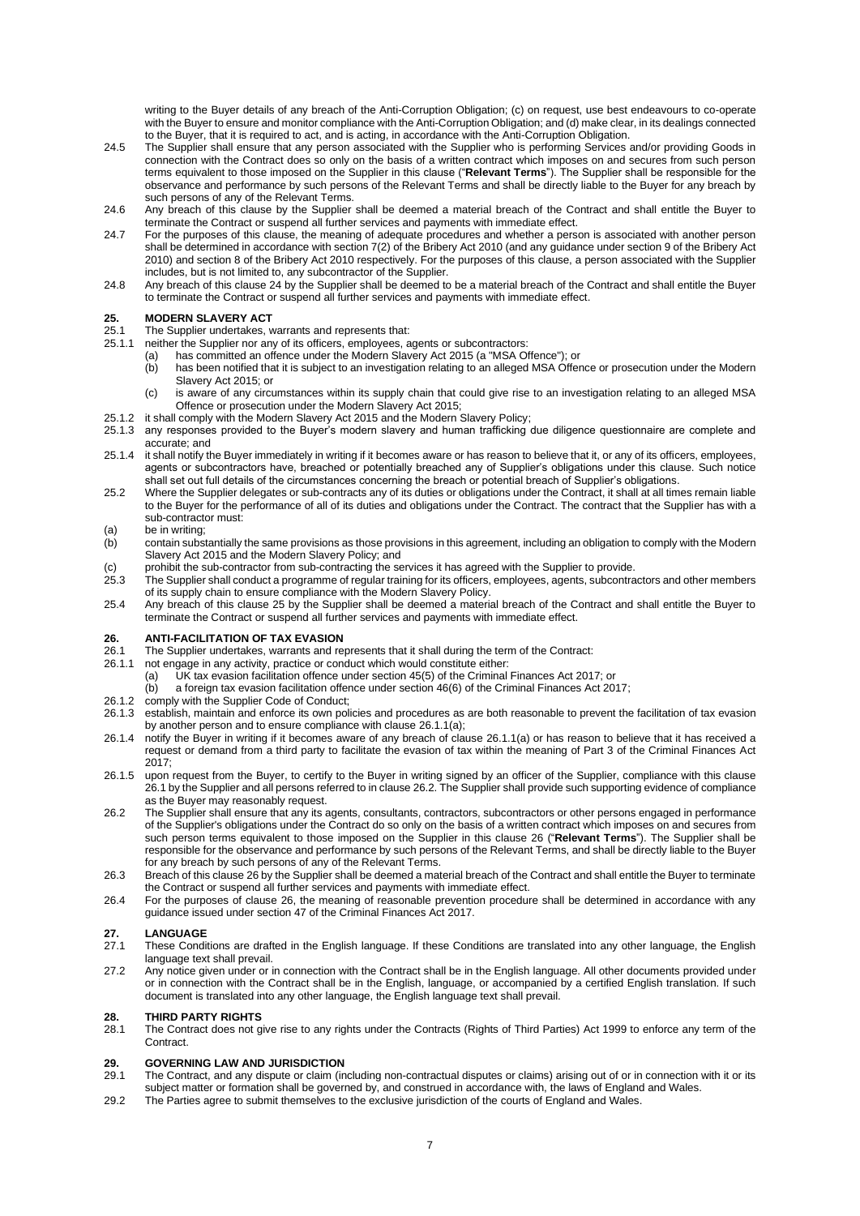writing to the Buyer details of any breach of the Anti-Corruption Obligation; (c) on request, use best endeavours to co-operate with the Buyer to ensure and monitor compliance with the Anti-Corruption Obligation; and (d) make clear, in its dealings connected to the Buyer, that it is required to act, and is acting, in accordance with the Anti-Corruption Obligation.

24.5 The Supplier shall ensure that any person associated with the Supplier who is performing Services and/or providing Goods in connection with the Contract does so only on the basis of a written contract which imposes on and secures from such person terms equivalent to those imposed on the Supplier in this clause ("**Relevant Terms**"). The Supplier shall be responsible for the observance and performance by such persons of the Relevant Terms and shall be directly liable to the Buyer for any breach by such persons of any of the Relevant Terms.

24.6 Any breach of this clause by the Supplier shall be deemed a material breach of the Contract and shall entitle the Buyer to terminate the Contract or suspend all further services and payments with immediate effect.

24.7 For the purposes of this clause, the meaning of adequate procedures and whether a person is associated with another person shall be determined in accordance with section 7(2) of the Bribery Act 2010 (and any guidance under section 9 of the Bribery Act 2010) and section 8 of the Bribery Act 2010 respectively. For the purposes of this clause, a person associated with the Supplier includes, but is not limited to, any subcontractor of the Supplier.

24.8 Any breach of this clause 24 by the Supplier shall be deemed to be a material breach of the Contract and shall entitle the Buyer to terminate the Contract or suspend all further services and payments with immediate effect.

## 25. MODERN SLAVERY ACT

25.1 The Supplier undertakes, warrants and represents that:

25.1.1 neither the Supplier nor any of its officers, employees, agents or subcontractors:

- (a) has committed an offence under the Modern Slavery Act 2015 (a "MSA Offence"); or
- (b) has been notified that it is subject to an investigation relating to an alleged MSA Offence or prosecution under the Modern Slavery Act 2015; or
- (c) is aware of any circumstances within its supply chain that could give rise to an investigation relating to an alleged MSA Offence or prosecution under the Modern Slavery Act 2015;

25.1.2 it shall comply with the Modern Slavery Act 2015 and the Modern Slavery Policy;

25.1.3 any responses provided to the Buyer's modern slavery and human trafficking due diligence questionnaire are complete and accurate; and

25.1.4 it shall notify the Buyer immediately in writing if it becomes aware or has reason to believe that it, or any of its officers, employees, agents or subcontractors have, breached or potentially breached any of Supplier's obligations under this clause. Such notice shall set out full details of the circumstances concerning the breach or potential breach of Supplier's obligations.

25.2 Where the Supplier delegates or sub-contracts any of its duties or obligations under the Contract, it shall at all times remain liable to the Buyer for the performance of all of its duties and obligations under the Contract. The contract that the Supplier has with a sub-contractor must:

(a) be in writing;

(b) contain substantially the same provisions as those provisions in this agreement, including an obligation to comply with the Modern Slavery Act 2015 and the Modern Slavery Policy; and

(c) prohibit the sub-contractor from sub-contracting the services it has agreed with the Supplier to provide.

25.3 The Supplier shall conduct a programme of regular training for its officers, employees, agents, subcontractors and other members of its supply chain to ensure compliance with the Modern Slavery Policy.

25.4 Any breach of this clause 25 by the Supplier shall be deemed a material breach of the Contract and shall entitle the Buyer to terminate the Contract or suspend all further services and payments with immediate effect.

## 26. ANTI-FACILITATION OF TAX EVASION

26.1 The Supplier undertakes, warrants and represents that it shall during the term of the Contract:

26.1.1 not engage in any activity, practice or conduct which would constitute either:

- (a) UK tax evasion facilitation offence under section 45(5) of the Criminal Finances Act 2017; or
- (b) a foreign tax evasion facilitation offence under section 46(6) of the Criminal Finances Act 2017;

26.1.2 comply with the Supplier Code of Conduct;

26.1.3 establish, maintain and enforce its own policies and procedures as are both reasonable to prevent the facilitation of tax evasion by another person and to ensure compliance with clause 26.1.1(a);

26.1.4 notify the Buyer in writing if it becomes aware of any breach of clause 26.1.1(a) or has reason to believe that it has received a request or demand from a third party to facilitate the evasion of tax within the meaning of Part 3 of the Criminal Finances Act 2017;

26.1.5 upon request from the Buyer, to certify to the Buyer in writing signed by an officer of the Supplier, compliance with this clause 26.1 by the Supplier and all persons referred to in clause 26.2. The Supplier shall provide such supporting evidence of compliance as the Buyer may reasonably request.

26.2 The Supplier shall ensure that any its agents, consultants, contractors, subcontractors or other persons engaged in performance of the Supplier's obligations under the Contract do so only on the basis of a written contract which imposes on and secures from such person terms equivalent to those imposed on the Supplier in this clause 26 ("**Relevant Terms**"). The Supplier shall be responsible for the observance and performance by such persons of the Relevant Terms, and shall be directly liable to the Buyer for any breach by such persons of any of the Relevant Terms.

26.3 Breach of this clause 26 by the Supplier shall be deemed a material breach of the Contract and shall entitle the Buyer to terminate the Contract or suspend all further services and payments with immediate effect.

26.4 For the purposes of clause 26, the meaning of reasonable prevention procedure shall be determined in accordance with any guidance issued under section 47 of the Criminal Finances Act 2017.

## 27. LANGUAGE

27.1 These Conditions are drafted in the English language. If these Conditions are translated into any other language, the English language text shall prevail.

27.2 Any notice given under or in connection with the Contract shall be in the English language. All other documents provided under or in connection with the Contract shall be in the English, language, or accompanied by a certified English translation. If such document is translated into any other language, the English language text shall prevail.

## 28. THIRD PARTY RIGHTS

28.1 The Contract does not give rise to any rights under the Contracts (Rights of Third Parties) Act 1999 to enforce any term of the Contract.

## 29. GOVERNING LAW AND JURISDICTION

29.1 The Contract, and any dispute or claim (including non-contractual disputes or claims) arising out of or in connection with it or its subject matter or formation shall be governed by, and construed in accordance with, the laws of England and Wales.

29.2 The Parties agree to submit themselves to the exclusive jurisdiction of the courts of England and Wales.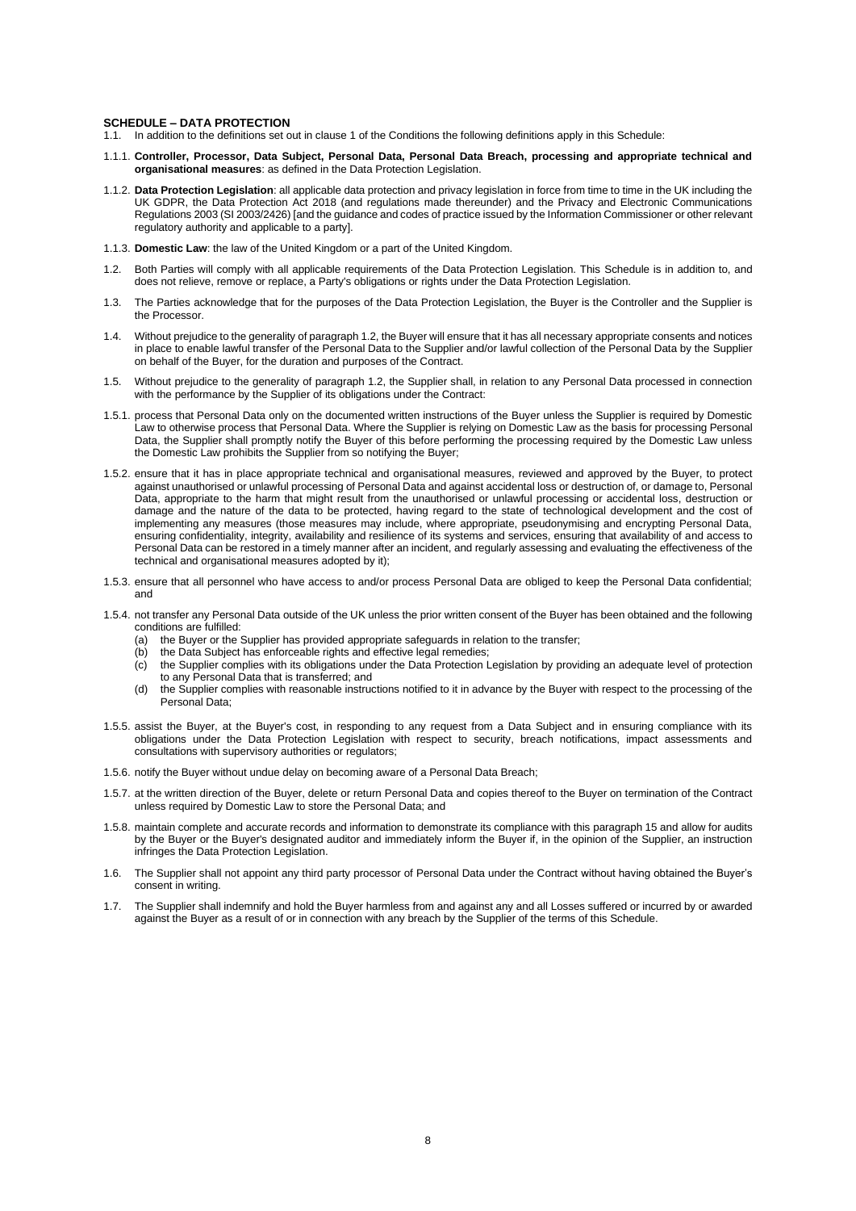**SCHEDULE – DATA PROTECTION**

1.1. In addition to the definitions set out in clause 1 of the Conditions the following definitions apply in this Schedule:

1.1.1. **Controller, Processor, Data Subject, Personal Data, Personal Data Breach, processing and appropriate technical and organisational measures**: as defined in the Data Protection Legislation.

1.1.2. **Data Protection Legislation**: all applicable data protection and privacy legislation in force from time to time in the UK including the UK GDPR, the Data Protection Act 2018 (and regulations made thereunder) and the Privacy and Electronic Communications Regulations 2003 (SI 2003/2426) [and the guidance and codes of practice issued by the Information Commissioner or other relevant regulatory authority and applicable to a party].

1.1.3. **Domestic Law**: the law of the United Kingdom or a part of the United Kingdom.

1.2. Both Parties will comply with all applicable requirements of the Data Protection Legislation. This Schedule is in addition to, and does not relieve, remove or replace, a Party's obligations or rights under the Data Protection Legislation.

1.3. The Parties acknowledge that for the purposes of the Data Protection Legislation, the Buyer is the Controller and the Supplier is the Processor.

1.4. Without prejudice to the generality of paragraph 1.2, the Buyer will ensure that it has all necessary appropriate consents and notices in place to enable lawful transfer of the Personal Data to the Supplier and/or lawful collection of the Personal Data by the Supplier on behalf of the Buyer, for the duration and purposes of the Contract.

1.5. Without prejudice to the generality of paragraph 1.2, the Supplier shall, in relation to any Personal Data processed in connection with the performance by the Supplier of its obligations under the Contract:

1.5.1. process that Personal Data only on the documented written instructions of the Buyer unless the Supplier is required by Domestic Law to otherwise process that Personal Data. Where the Supplier is relying on Domestic Law as the basis for processing Personal Data, the Supplier shall promptly notify the Buyer of this before performing the processing required by the Domestic Law unless the Domestic Law prohibits the Supplier from so notifying the Buyer;

1.5.2. ensure that it has in place appropriate technical and organisational measures, reviewed and approved by the Buyer, to protect against unauthorised or unlawful processing of Personal Data and against accidental loss or destruction of, or damage to, Personal Data, appropriate to the harm that might result from the unauthorised or unlawful processing or accidental loss, destruction or damage and the nature of the data to be protected, having regard to the state of technological development and the cost of implementing any measures (those measures may include, where appropriate, pseudonymising and encrypting Personal Data, ensuring confidentiality, integrity, availability and resilience of its systems and services, ensuring that availability of and access to Personal Data can be restored in a timely manner after an incident, and regularly assessing and evaluating the effectiveness of the technical and organisational measures adopted by it);

1.5.3. ensure that all personnel who have access to and/or process Personal Data are obliged to keep the Personal Data confidential; and

1.5.4. not transfer any Personal Data outside of the UK unless the prior written consent of the Buyer has been obtained and the following conditions are fulfilled:

(a) the Buyer or the Supplier has provided appropriate safeguards in relation to the transfer;
(b) the Data Subject has enforceable rights and effective legal remedies;
(c) the Supplier complies with its obligations under the Data Protection Legislation by providing an adequate level of protection to any Personal Data that is transferred; and
(d) the Supplier complies with reasonable instructions notified to it in advance by the Buyer with respect to the processing of the Personal Data;

1.5.5. assist the Buyer, at the Buyer's cost, in responding to any request from a Data Subject and in ensuring compliance with its obligations under the Data Protection Legislation with respect to security, breach notifications, impact assessments and consultations with supervisory authorities or regulators;

1.5.6. notify the Buyer without undue delay on becoming aware of a Personal Data Breach;

1.5.7. at the written direction of the Buyer, delete or return Personal Data and copies thereof to the Buyer on termination of the Contract unless required by Domestic Law to store the Personal Data; and

1.5.8. maintain complete and accurate records and information to demonstrate its compliance with this paragraph 15 and allow for audits by the Buyer or the Buyer's designated auditor and immediately inform the Buyer if, in the opinion of the Supplier, an instruction infringes the Data Protection Legislation.

1.6. The Supplier shall not appoint any third party processor of Personal Data under the Contract without having obtained the Buyer's consent in writing.

1.7. The Supplier shall indemnify and hold the Buyer harmless from and against any and all Losses suffered or incurred by or awarded against the Buyer as a result of or in connection with any breach by the Supplier of the terms of this Schedule.